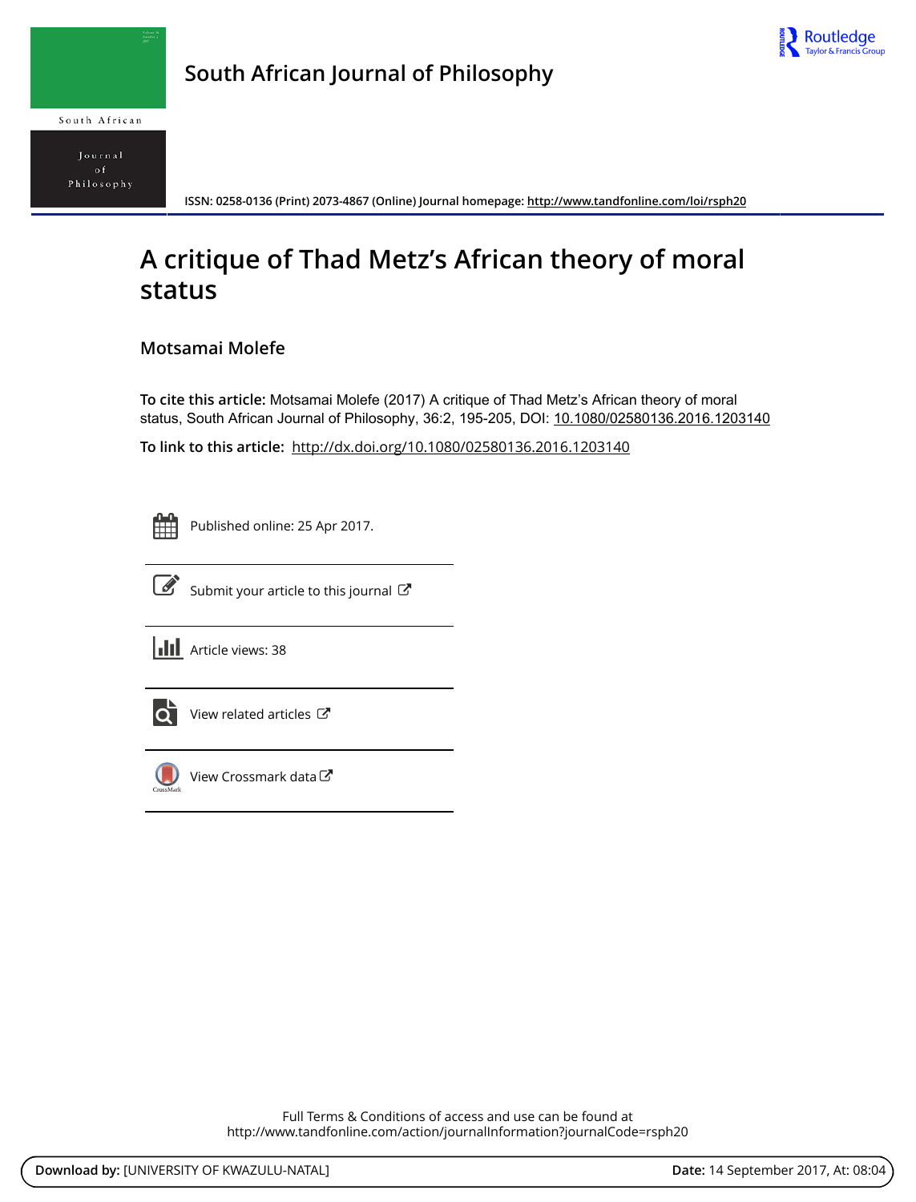# South African Journal of Philosophy

ISSN: 0258-0136 (Print) 2073-4867 (Online) Journal homepage: http://www.tandfonline.com/loi/rsph20

# A critique of Thad Metz's African theory of moral status

## Motsamai Molefe

**To cite this article:** Motsamai Molefe (2017) A critique of Thad Metz's African theory of moral status, South African Journal of Philosophy, 36:2, 195-205, DOI: 10.1080/02580136.2016.1203140

**To link to this article:** http://dx.doi.org/10.1080/02580136.2016.1203140

Published online: 25 Apr 2017.

Submit your article to this journal

Article views: 38

View related articles

View Crossmark data

Full Terms & Conditions of access and use can be found at http://www.tandfonline.com/action/journalInformation?journalCode=rsph20

**Download by:** [UNIVERSITY OF KWAZULU-NATAL] **Date:** 14 September 2017, At: 08:04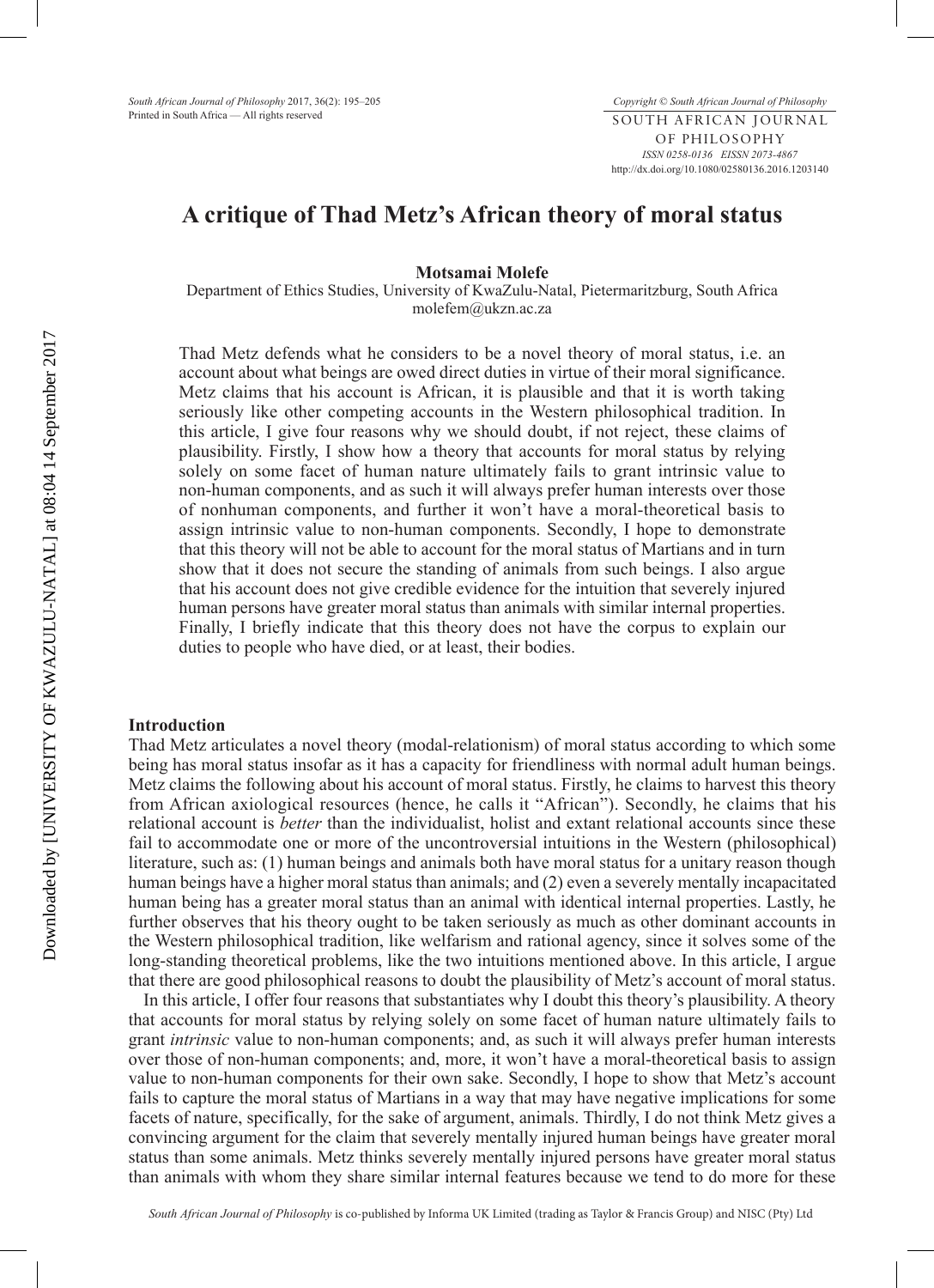# A critique of Thad Metz's African theory of moral status

**Motsamai Molefe**
Department of Ethics Studies, University of KwaZulu-Natal, Pietermaritzburg, South Africa
molefem@ukzn.ac.za

Thad Metz defends what he considers to be a novel theory of moral status, i.e. an account about what beings are owed direct duties in virtue of their moral significance. Metz claims that his account is African, it is plausible and that it is worth taking seriously like other competing accounts in the Western philosophical tradition. In this article, I give four reasons why we should doubt, if not reject, these claims of plausibility. Firstly, I show how a theory that accounts for moral status by relying solely on some facet of human nature ultimately fails to grant intrinsic value to non-human components, and as such it will always prefer human interests over those of nonhuman components, and further it won't have a moral-theoretical basis to assign intrinsic value to non-human components. Secondly, I hope to demonstrate that this theory will not be able to account for the moral status of Martians and in turn show that it does not secure the standing of animals from such beings. I also argue that his account does not give credible evidence for the intuition that severely injured human persons have greater moral status than animals with similar internal properties. Finally, I briefly indicate that this theory does not have the corpus to explain our duties to people who have died, or at least, their bodies.

## Introduction

Thad Metz articulates a novel theory (modal-relationism) of moral status according to which some being has moral status insofar as it has a capacity for friendliness with normal adult human beings. Metz claims the following about his account of moral status. Firstly, he claims to harvest this theory from African axiological resources (hence, he calls it "African"). Secondly, he claims that his relational account is *better* than the individualist, holist and extant relational accounts since these fail to accommodate one or more of the uncontroversial intuitions in the Western (philosophical) literature, such as: (1) human beings and animals both have moral status for a unitary reason though human beings have a higher moral status than animals; and (2) even a severely mentally incapacitated human being has a greater moral status than an animal with identical internal properties. Lastly, he further observes that his theory ought to be taken seriously as much as other dominant accounts in the Western philosophical tradition, like welfarism and rational agency, since it solves some of the long-standing theoretical problems, like the two intuitions mentioned above. In this article, I argue that there are good philosophical reasons to doubt the plausibility of Metz's account of moral status.

In this article, I offer four reasons that substantiates why I doubt this theory's plausibility. A theory that accounts for moral status by relying solely on some facet of human nature ultimately fails to grant *intrinsic* value to non-human components; and, as such it will always prefer human interests over those of non-human components; and, more, it won't have a moral-theoretical basis to assign value to non-human components for their own sake. Secondly, I hope to show that Metz's account fails to capture the moral status of Martians in a way that may have negative implications for some facets of nature, specifically, for the sake of argument, animals. Thirdly, I do not think Metz gives a convincing argument for the claim that severely mentally injured human beings have greater moral status than some animals. Metz thinks severely mentally injured persons have greater moral status than animals with whom they share similar internal features because we tend to do more for these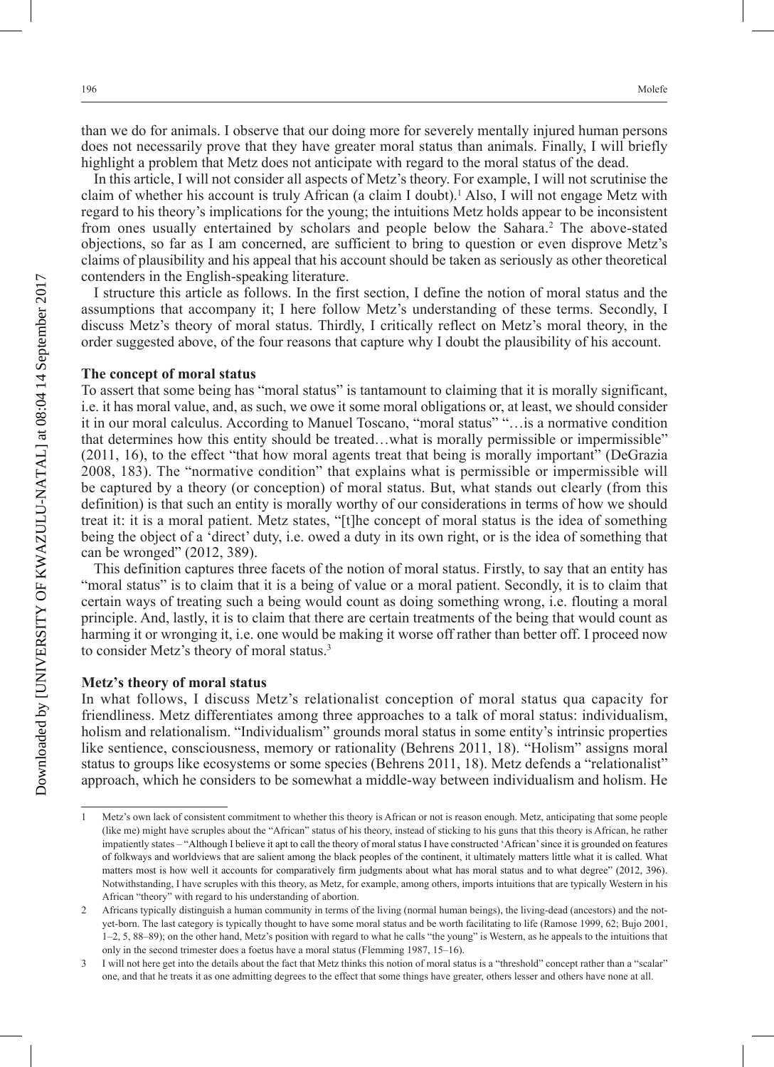than we do for animals. I observe that our doing more for severely mentally injured human persons does not necessarily prove that they have greater moral status than animals. Finally, I will briefly highlight a problem that Metz does not anticipate with regard to the moral status of the dead.

In this article, I will not consider all aspects of Metz's theory. For example, I will not scrutinise the claim of whether his account is truly African (a claim I doubt).[1] Also, I will not engage Metz with regard to his theory's implications for the young; the intuitions Metz holds appear to be inconsistent from ones usually entertained by scholars and people below the Sahara.[2] The above-stated objections, so far as I am concerned, are sufficient to bring to question or even disprove Metz's claims of plausibility and his appeal that his account should be taken as seriously as other theoretical contenders in the English-speaking literature.

I structure this article as follows. In the first section, I define the notion of moral status and the assumptions that accompany it; I here follow Metz's understanding of these terms. Secondly, I discuss Metz's theory of moral status. Thirdly, I critically reflect on Metz's moral theory, in the order suggested above, of the four reasons that capture why I doubt the plausibility of his account.

## The concept of moral status

To assert that some being has "moral status" is tantamount to claiming that it is morally significant, i.e. it has moral value, and, as such, we owe it some moral obligations or, at least, we should consider it in our moral calculus. According to Manuel Toscano, "moral status" "…is a normative condition that determines how this entity should be treated…what is morally permissible or impermissible" (2011, 16), to the effect "that how moral agents treat that being is morally important" (DeGrazia 2008, 183). The "normative condition" that explains what is permissible or impermissible will be captured by a theory (or conception) of moral status. But, what stands out clearly (from this definition) is that such an entity is morally worthy of our considerations in terms of how we should treat it: it is a moral patient. Metz states, "[t]he concept of moral status is the idea of something being the object of a 'direct' duty, i.e. owed a duty in its own right, or is the idea of something that can be wronged" (2012, 389).

This definition captures three facets of the notion of moral status. Firstly, to say that an entity has "moral status" is to claim that it is a being of value or a moral patient. Secondly, it is to claim that certain ways of treating such a being would count as doing something wrong, i.e. flouting a moral principle. And, lastly, it is to claim that there are certain treatments of the being that would count as harming it or wronging it, i.e. one would be making it worse off rather than better off. I proceed now to consider Metz's theory of moral status.[3]

## Metz's theory of moral status

In what follows, I discuss Metz's relationalist conception of moral status qua capacity for friendliness. Metz differentiates among three approaches to a talk of moral status: individualism, holism and relationalism. "Individualism" grounds moral status in some entity's intrinsic properties like sentience, consciousness, memory or rationality (Behrens 2011, 18). "Holism" assigns moral status to groups like ecosystems or some species (Behrens 2011, 18). Metz defends a "relationalist" approach, which he considers to be somewhat a middle-way between individualism and holism. He

---

1 Metz's own lack of consistent commitment to whether this theory is African or not is reason enough. Metz, anticipating that some people (like me) might have scruples about the "African" status of his theory, instead of sticking to his guns that this theory is African, he rather impatiently states – "Although I believe it apt to call the theory of moral status I have constructed 'African' since it is grounded on features of folkways and worldviews that are salient among the black peoples of the continent, it ultimately matters little what it is called. What matters most is how well it accounts for comparatively firm judgments about what has moral status and to what degree" (2012, 396). Notwithstanding, I have scruples with this theory, as Metz, for example, among others, imports intuitions that are typically Western in his African "theory" with regard to his understanding of abortion.

2 Africans typically distinguish a human community in terms of the living (normal human beings), the living-dead (ancestors) and the not-yet-born. The last category is typically thought to have some moral status and be worth facilitating to life (Ramose 1999, 62; Bujo 2001, 1–2, 5, 88–89); on the other hand, Metz's position with regard to what he calls "the young" is Western, as he appeals to the intuitions that only in the second trimester does a foetus have a moral status (Flemming 1987, 15–16).

3 I will not here get into the details about the fact that Metz thinks this notion of moral status is a "threshold" concept rather than a "scalar" one, and that he treats it as one admitting degrees to the effect that some things have greater, others lesser and others have none at all.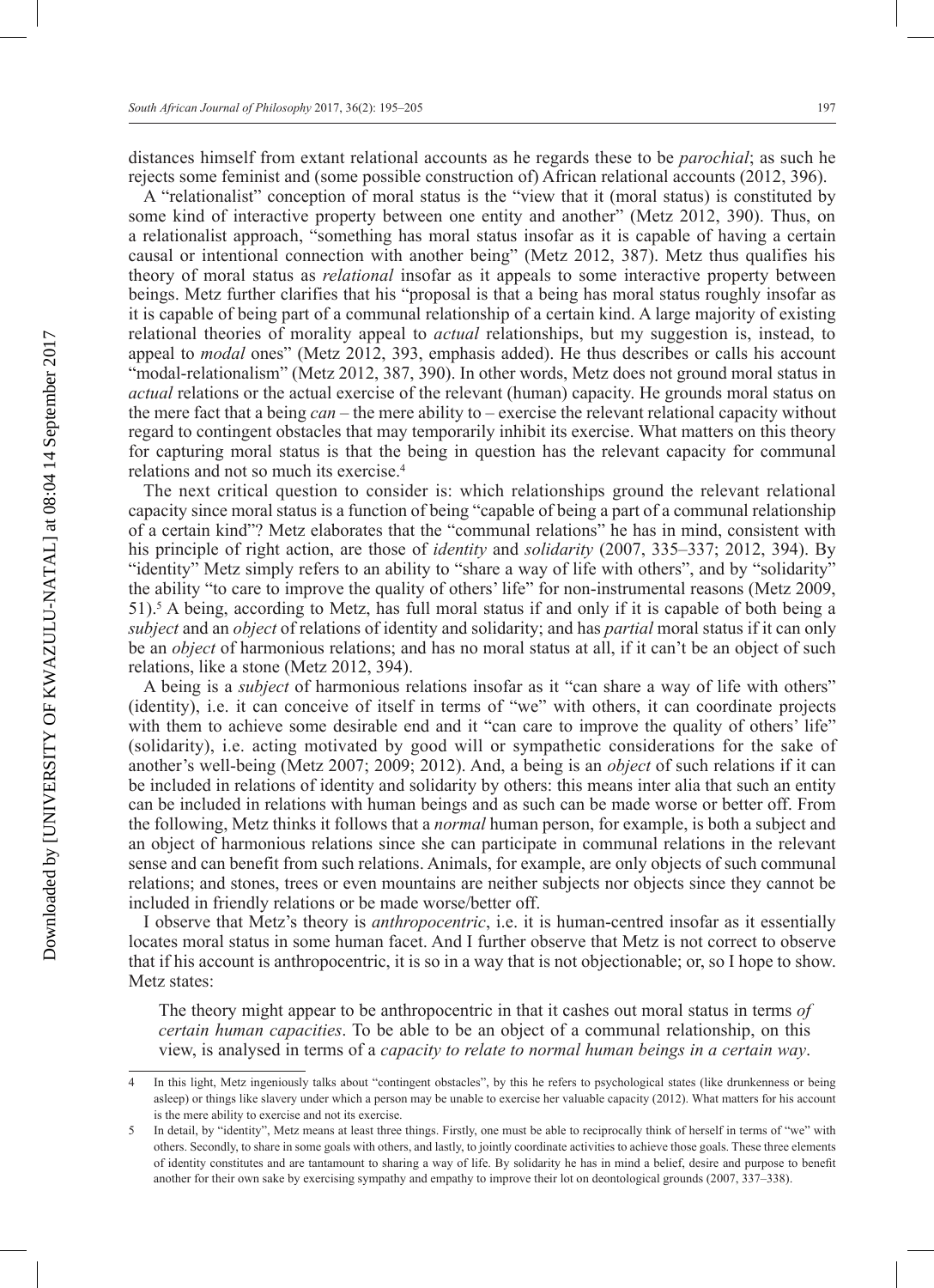distances himself from extant relational accounts as he regards these to be *parochial*; as such he rejects some feminist and (some possible construction of) African relational accounts (2012, 396).

A "relationalist" conception of moral status is the "view that it (moral status) is constituted by some kind of interactive property between one entity and another" (Metz 2012, 390). Thus, on a relationalist approach, "something has moral status insofar as it is capable of having a certain causal or intentional connection with another being" (Metz 2012, 387). Metz thus qualifies his theory of moral status as *relational* insofar as it appeals to some interactive property between beings. Metz further clarifies that his "proposal is that a being has moral status roughly insofar as it is capable of being part of a communal relationship of a certain kind. A large majority of existing relational theories of morality appeal to *actual* relationships, but my suggestion is, instead, to appeal to *modal* ones" (Metz 2012, 393, emphasis added). He thus describes or calls his account "modal-relationalism" (Metz 2012, 387, 390). In other words, Metz does not ground moral status in *actual* relations or the actual exercise of the relevant (human) capacity. He grounds moral status on the mere fact that a being *can* – the mere ability to – exercise the relevant relational capacity without regard to contingent obstacles that may temporarily inhibit its exercise. What matters on this theory for capturing moral status is that the being in question has the relevant capacity for communal relations and not so much its exercise.[4]

The next critical question to consider is: which relationships ground the relevant relational capacity since moral status is a function of being "capable of being a part of a communal relationship of a certain kind"? Metz elaborates that the "communal relations" he has in mind, consistent with his principle of right action, are those of *identity* and *solidarity* (2007, 335–337; 2012, 394). By "identity" Metz simply refers to an ability to "share a way of life with others", and by "solidarity" the ability "to care to improve the quality of others' life" for non-instrumental reasons (Metz 2009, 51).[5] A being, according to Metz, has full moral status if and only if it is capable of both being a *subject* and an *object* of relations of identity and solidarity; and has *partial* moral status if it can only be an *object* of harmonious relations; and has no moral status at all, if it can't be an object of such relations, like a stone (Metz 2012, 394).

A being is a *subject* of harmonious relations insofar as it "can share a way of life with others" (identity), i.e. it can conceive of itself in terms of "we" with others, it can coordinate projects with them to achieve some desirable end and it "can care to improve the quality of others' life" (solidarity), i.e. acting motivated by good will or sympathetic considerations for the sake of another's well-being (Metz 2007; 2009; 2012). And, a being is an *object* of such relations if it can be included in relations of identity and solidarity by others: this means inter alia that such an entity can be included in relations with human beings and as such can be made worse or better off. From the following, Metz thinks it follows that a *normal* human person, for example, is both a subject and an object of harmonious relations since she can participate in communal relations in the relevant sense and can benefit from such relations. Animals, for example, are only objects of such communal relations; and stones, trees or even mountains are neither subjects nor objects since they cannot be included in friendly relations or be made worse/better off.

I observe that Metz's theory is *anthropocentric*, i.e. it is human-centred insofar as it essentially locates moral status in some human facet. And I further observe that Metz is not correct to observe that if his account is anthropocentric, it is so in a way that is not objectionable; or, so I hope to show. Metz states:

> The theory might appear to be anthropocentric in that it cashes out moral status in terms *of certain human capacities*. To be able to be an object of a communal relationship, on this view, is analysed in terms of a *capacity to relate to normal human beings in a certain way*.

[4] In this light, Metz ingeniously talks about "contingent obstacles", by this he refers to psychological states (like drunkenness or being asleep) or things like slavery under which a person may be unable to exercise her valuable capacity (2012). What matters for his account is the mere ability to exercise and not its exercise.

[5] In detail, by "identity", Metz means at least three things. Firstly, one must be able to reciprocally think of herself in terms of "we" with others. Secondly, to share in some goals with others, and lastly, to jointly coordinate activities to achieve those goals. These three elements of identity constitutes and are tantamount to sharing a way of life. By solidarity he has in mind a belief, desire and purpose to benefit another for their own sake by exercising sympathy and empathy to improve their lot on deontological grounds (2007, 337–338).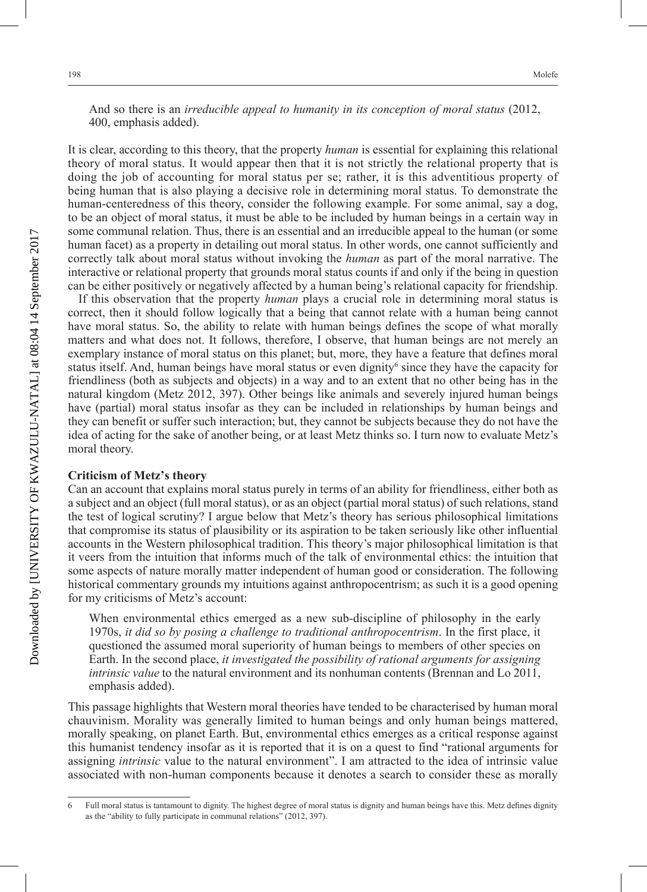And so there is an *irreducible appeal to humanity in its conception of moral status* (2012, 400, emphasis added).

It is clear, according to this theory, that the property *human* is essential for explaining this relational theory of moral status. It would appear then that it is not strictly the relational property that is doing the job of accounting for moral status per se; rather, it is this adventitious property of being human that is also playing a decisive role in determining moral status. To demonstrate the human-centeredness of this theory, consider the following example. For some animal, say a dog, to be an object of moral status, it must be able to be included by human beings in a certain way in some communal relation. Thus, there is an essential and an irreducible appeal to the human (or some human facet) as a property in detailing out moral status. In other words, one cannot sufficiently and correctly talk about moral status without invoking the *human* as part of the moral narrative. The interactive or relational property that grounds moral status counts if and only if the being in question can be either positively or negatively affected by a human being's relational capacity for friendship.

If this observation that the property *human* plays a crucial role in determining moral status is correct, then it should follow logically that a being that cannot relate with a human being cannot have moral status. So, the ability to relate with human beings defines the scope of what morally matters and what does not. It follows, therefore, I observe, that human beings are not merely an exemplary instance of moral status on this planet; but, more, they have a feature that defines moral status itself. And, human beings have moral status or even dignity[6] since they have the capacity for friendliness (both as subjects and objects) in a way and to an extent that no other being has in the natural kingdom (Metz 2012, 397). Other beings like animals and severely injured human beings have (partial) moral status insofar as they can be included in relationships by human beings and they can benefit or suffer such interaction; but, they cannot be subjects because they do not have the idea of acting for the sake of another being, or at least Metz thinks so. I turn now to evaluate Metz's moral theory.

**Criticism of Metz's theory**

Can an account that explains moral status purely in terms of an ability for friendliness, either both as a subject and an object (full moral status), or as an object (partial moral status) of such relations, stand the test of logical scrutiny? I argue below that Metz's theory has serious philosophical limitations that compromise its status of plausibility or its aspiration to be taken seriously like other influential accounts in the Western philosophical tradition. This theory's major philosophical limitation is that it veers from the intuition that informs much of the talk of environmental ethics: the intuition that some aspects of nature morally matter independent of human good or consideration. The following historical commentary grounds my intuitions against anthropocentrism; as such it is a good opening for my criticisms of Metz's account:

> When environmental ethics emerged as a new sub-discipline of philosophy in the early 1970s, *it did so by posing a challenge to traditional anthropocentrism*. In the first place, it questioned the assumed moral superiority of human beings to members of other species on Earth. In the second place, *it investigated the possibility of rational arguments for assigning intrinsic value* to the natural environment and its nonhuman contents (Brennan and Lo 2011, emphasis added).

This passage highlights that Western moral theories have tended to be characterised by human moral chauvinism. Morality was generally limited to human beings and only human beings mattered, morally speaking, on planet Earth. But, environmental ethics emerges as a critical response against this humanist tendency insofar as it is reported that it is on a quest to find "rational arguments for assigning *intrinsic* value to the natural environment". I am attracted to the idea of intrinsic value associated with non-human components because it denotes a search to consider these as morally

---

6 Full moral status is tantamount to dignity. The highest degree of moral status is dignity and human beings have this. Metz defines dignity as the "ability to fully participate in communal relations" (2012, 397).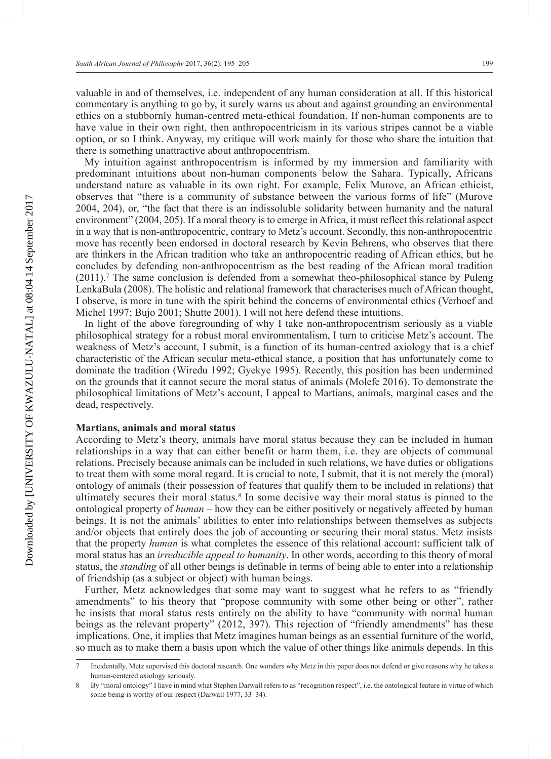valuable in and of themselves, i.e. independent of any human consideration at all. If this historical commentary is anything to go by, it surely warns us about and against grounding an environmental ethics on a stubbornly human-centred meta-ethical foundation. If non-human components are to have value in their own right, then anthropocentricism in its various stripes cannot be a viable option, or so I think. Anyway, my critique will work mainly for those who share the intuition that there is something unattractive about anthropocentrism.

My intuition against anthropocentrism is informed by my immersion and familiarity with predominant intuitions about non-human components below the Sahara. Typically, Africans understand nature as valuable in its own right. For example, Felix Murove, an African ethicist, observes that "there is a community of substance between the various forms of life" (Murove 2004, 204), or, "the fact that there is an indissoluble solidarity between humanity and the natural environment" (2004, 205). If a moral theory is to emerge in Africa, it must reflect this relational aspect in a way that is non-anthropocentric, contrary to Metz's account. Secondly, this non-anthropocentric move has recently been endorsed in doctoral research by Kevin Behrens, who observes that there are thinkers in the African tradition who take an anthropocentric reading of African ethics, but he concludes by defending non-anthropocentrism as the best reading of the African moral tradition (2011).[7] The same conclusion is defended from a somewhat theo-philosophical stance by Puleng LenkaBula (2008). The holistic and relational framework that characterises much of African thought, I observe, is more in tune with the spirit behind the concerns of environmental ethics (Verhoef and Michel 1997; Bujo 2001; Shutte 2001). I will not here defend these intuitions.

In light of the above foregrounding of why I take non-anthropocentrism seriously as a viable philosophical strategy for a robust moral environmentalism, I turn to criticise Metz's account. The weakness of Metz's account, I submit, is a function of its human-centred axiology that is a chief characteristic of the African secular meta-ethical stance, a position that has unfortunately come to dominate the tradition (Wiredu 1992; Gyekye 1995). Recently, this position has been undermined on the grounds that it cannot secure the moral status of animals (Molefe 2016). To demonstrate the philosophical limitations of Metz's account, I appeal to Martians, animals, marginal cases and the dead, respectively.

## Martians, animals and moral status

According to Metz's theory, animals have moral status because they can be included in human relationships in a way that can either benefit or harm them, i.e. they are objects of communal relations. Precisely because animals can be included in such relations, we have duties or obligations to treat them with some moral regard. It is crucial to note, I submit, that it is not merely the (moral) ontology of animals (their possession of features that qualify them to be included in relations) that ultimately secures their moral status.[8] In some decisive way their moral status is pinned to the ontological property of *human* – how they can be either positively or negatively affected by human beings. It is not the animals' abilities to enter into relationships between themselves as subjects and/or objects that entirely does the job of accounting or securing their moral status. Metz insists that the property *human* is what completes the essence of this relational account: sufficient talk of moral status has an *irreducible appeal to humanity*. In other words, according to this theory of moral status, the *standing* of all other beings is definable in terms of being able to enter into a relationship of friendship (as a subject or object) with human beings.

Further, Metz acknowledges that some may want to suggest what he refers to as "friendly amendments" to his theory that "propose community with some other being or other", rather he insists that moral status rests entirely on the ability to have "community with normal human beings as the relevant property" (2012, 397). This rejection of "friendly amendments" has these implications. One, it implies that Metz imagines human beings as an essential furniture of the world, so much as to make them a basis upon which the value of other things like animals depends. In this

---

7 Incidentally, Metz supervised this doctoral research. One wonders why Metz in this paper does not defend or give reasons why he takes a human-centered axiology seriously.

8 By "moral ontology" I have in mind what Stephen Darwall refers to as "recognition respect", i.e. the ontological feature in virtue of which some being is worthy of our respect (Darwall 1977, 33–34).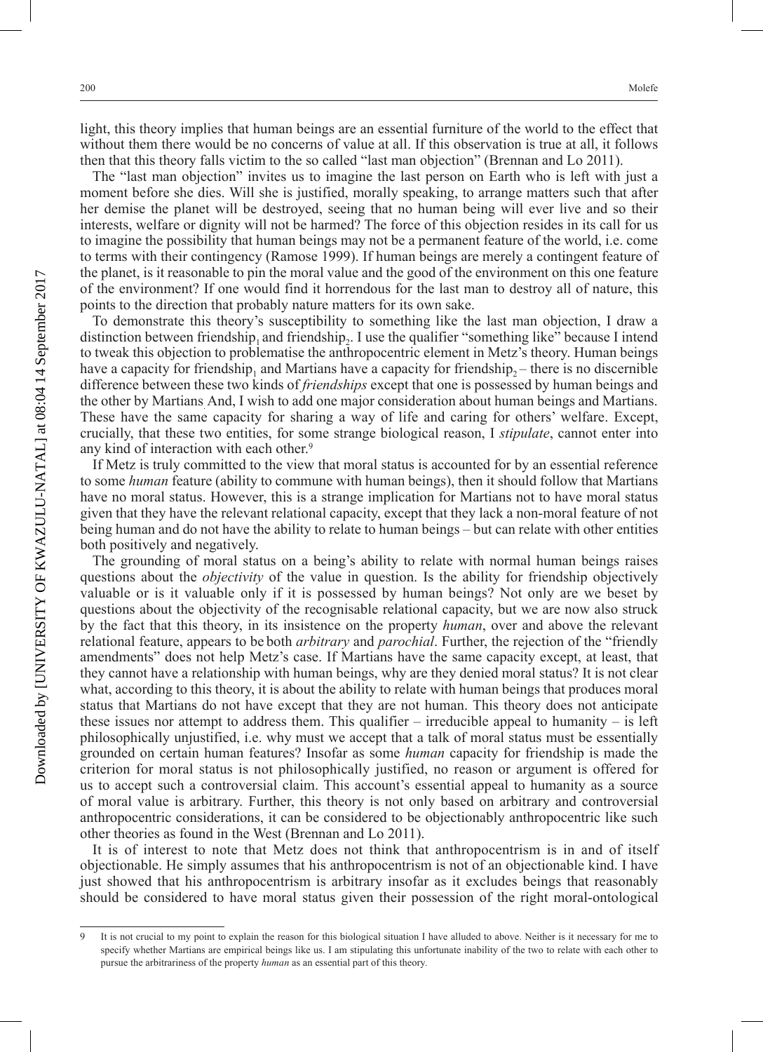light, this theory implies that human beings are an essential furniture of the world to the effect that without them there would be no concerns of value at all. If this observation is true at all, it follows then that this theory falls victim to the so called "last man objection" (Brennan and Lo 2011).

The "last man objection" invites us to imagine the last person on Earth who is left with just a moment before she dies. Will she is justified, morally speaking, to arrange matters such that after her demise the planet will be destroyed, seeing that no human being will ever live and so their interests, welfare or dignity will not be harmed? The force of this objection resides in its call for us to imagine the possibility that human beings may not be a permanent feature of the world, i.e. come to terms with their contingency (Ramose 1999). If human beings are merely a contingent feature of the planet, is it reasonable to pin the moral value and the good of the environment on this one feature of the environment? If one would find it horrendous for the last man to destroy all of nature, this points to the direction that probably nature matters for its own sake.

To demonstrate this theory's susceptibility to something like the last man objection, I draw a distinction between friendship$_1$ and friendship$_2$. I use the qualifier "something like" because I intend to tweak this objection to problematise the anthropocentric element in Metz's theory. Human beings have a capacity for friendship$_1$ and Martians have a capacity for friendship$_2$ – there is no discernible difference between these two kinds of *friendships* except that one is possessed by human beings and the other by Martians. And, I wish to add one major consideration about human beings and Martians. These have the same capacity for sharing a way of life and caring for others' welfare. Except, crucially, that these two entities, for some strange biological reason, I *stipulate*, cannot enter into any kind of interaction with each other.[9]

If Metz is truly committed to the view that moral status is accounted for by an essential reference to some *human* feature (ability to commune with human beings), then it should follow that Martians have no moral status. However, this is a strange implication for Martians not to have moral status given that they have the relevant relational capacity, except that they lack a non-moral feature of not being human and do not have the ability to relate to human beings – but can relate with other entities both positively and negatively.

The grounding of moral status on a being's ability to relate with normal human beings raises questions about the *objectivity* of the value in question. Is the ability for friendship objectively valuable or is it valuable only if it is possessed by human beings? Not only are we beset by questions about the objectivity of the recognisable relational capacity, but we are now also struck by the fact that this theory, in its insistence on the property *human*, over and above the relevant relational feature, appears to be both *arbitrary* and *parochial*. Further, the rejection of the "friendly amendments" does not help Metz's case. If Martians have the same capacity except, at least, that they cannot have a relationship with human beings, why are they denied moral status? It is not clear what, according to this theory, it is about the ability to relate with human beings that produces moral status that Martians do not have except that they are not human. This theory does not anticipate these issues nor attempt to address them. This qualifier – irreducible appeal to humanity – is left philosophically unjustified, i.e. why must we accept that a talk of moral status must be essentially grounded on certain human features? Insofar as some *human* capacity for friendship is made the criterion for moral status is not philosophically justified, no reason or argument is offered for us to accept such a controversial claim. This account's essential appeal to humanity as a source of moral value is arbitrary. Further, this theory is not only based on arbitrary and controversial anthropocentric considerations, it can be considered to be objectionably anthropocentric like such other theories as found in the West (Brennan and Lo 2011).

It is of interest to note that Metz does not think that anthropocentrism is in and of itself objectionable. He simply assumes that his anthropocentrism is not of an objectionable kind. I have just showed that his anthropocentrism is arbitrary insofar as it excludes beings that reasonably should be considered to have moral status given their possession of the right moral-ontological

---

9 It is not crucial to my point to explain the reason for this biological situation I have alluded to above. Neither is it necessary for me to specify whether Martians are empirical beings like us. I am stipulating this unfortunate inability of the two to relate with each other to pursue the arbitrariness of the property *human* as an essential part of this theory.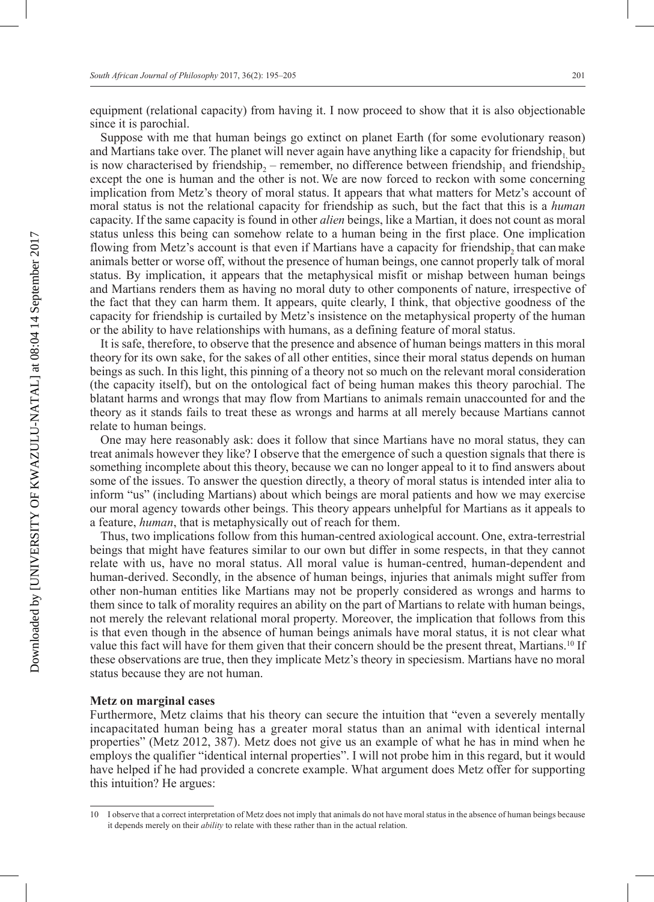equipment (relational capacity) from having it. I now proceed to show that it is also objectionable since it is parochial.

Suppose with me that human beings go extinct on planet Earth (for some evolutionary reason) and Martians take over. The planet will never again have anything like a capacity for friendship$_1$, but is now characterised by friendship$_2$ – remember, no difference between friendship$_1$ and friendship$_2$ except the one is human and the other is not. We are now forced to reckon with some concerning implication from Metz's theory of moral status. It appears that what matters for Metz's account of moral status is not the relational capacity for friendship as such, but the fact that this is a *human* capacity. If the same capacity is found in other *alien* beings, like a Martian, it does not count as moral status unless this being can somehow relate to a human being in the first place. One implication flowing from Metz's account is that even if Martians have a capacity for friendship$_2$ that can make animals better or worse off, without the presence of human beings, one cannot properly talk of moral status. By implication, it appears that the metaphysical misfit or mishap between human beings and Martians renders them as having no moral duty to other components of nature, irrespective of the fact that they can harm them. It appears, quite clearly, I think, that objective goodness of the capacity for friendship is curtailed by Metz's insistence on the metaphysical property of the human or the ability to have relationships with humans, as a defining feature of moral status.

It is safe, therefore, to observe that the presence and absence of human beings matters in this moral theory for its own sake, for the sakes of all other entities, since their moral status depends on human beings as such. In this light, this pinning of a theory not so much on the relevant moral consideration (the capacity itself), but on the ontological fact of being human makes this theory parochial. The blatant harms and wrongs that may flow from Martians to animals remain unaccounted for and the theory as it stands fails to treat these as wrongs and harms at all merely because Martians cannot relate to human beings.

One may here reasonably ask: does it follow that since Martians have no moral status, they can treat animals however they like? I observe that the emergence of such a question signals that there is something incomplete about this theory, because we can no longer appeal to it to find answers about some of the issues. To answer the question directly, a theory of moral status is intended inter alia to inform "us" (including Martians) about which beings are moral patients and how we may exercise our moral agency towards other beings. This theory appears unhelpful for Martians as it appeals to a feature, *human*, that is metaphysically out of reach for them.

Thus, two implications follow from this human-centred axiological account. One, extra-terrestrial beings that might have features similar to our own but differ in some respects, in that they cannot relate with us, have no moral status. All moral value is human-centred, human-dependent and human-derived. Secondly, in the absence of human beings, injuries that animals might suffer from other non-human entities like Martians may not be properly considered as wrongs and harms to them since to talk of morality requires an ability on the part of Martians to relate with human beings, not merely the relevant relational moral property. Moreover, the implication that follows from this is that even though in the absence of human beings animals have moral status, it is not clear what value this fact will have for them given that their concern should be the present threat, Martians.[10] If these observations are true, then they implicate Metz's theory in speciesism. Martians have no moral status because they are not human.

**Metz on marginal cases**

Furthermore, Metz claims that his theory can secure the intuition that "even a severely mentally incapacitated human being has a greater moral status than an animal with identical internal properties" (Metz 2012, 387). Metz does not give us an example of what he has in mind when he employs the qualifier "identical internal properties". I will not probe him in this regard, but it would have helped if he had provided a concrete example. What argument does Metz offer for supporting this intuition? He argues:

---

10 I observe that a correct interpretation of Metz does not imply that animals do not have moral status in the absence of human beings because it depends merely on their *ability* to relate with these rather than in the actual relation.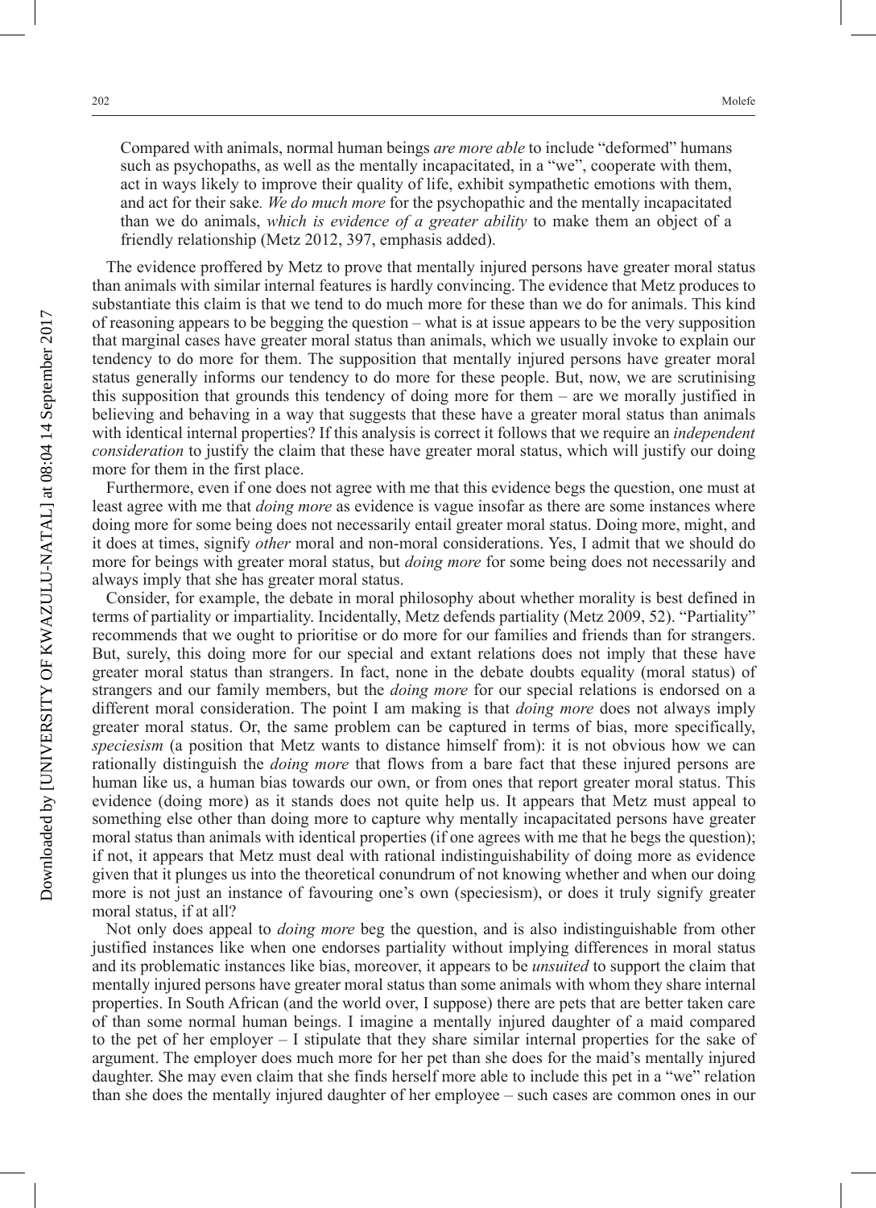> Compared with animals, normal human beings *are more able* to include "deformed" humans such as psychopaths, as well as the mentally incapacitated, in a "we", cooperate with them, act in ways likely to improve their quality of life, exhibit sympathetic emotions with them, and act for their sake. *We do much more* for the psychopathic and the mentally incapacitated than we do animals, *which is evidence of a greater ability* to make them an object of a friendly relationship (Metz 2012, 397, emphasis added).

The evidence proffered by Metz to prove that mentally injured persons have greater moral status than animals with similar internal features is hardly convincing. The evidence that Metz produces to substantiate this claim is that we tend to do much more for these than we do for animals. This kind of reasoning appears to be begging the question – what is at issue appears to be the very supposition that marginal cases have greater moral status than animals, which we usually invoke to explain our tendency to do more for them. The supposition that mentally injured persons have greater moral status generally informs our tendency to do more for these people. But, now, we are scrutinising this supposition that grounds this tendency of doing more for them – are we morally justified in believing and behaving in a way that suggests that these have a greater moral status than animals with identical internal properties? If this analysis is correct it follows that we require an *independent consideration* to justify the claim that these have greater moral status, which will justify our doing more for them in the first place.

Furthermore, even if one does not agree with me that this evidence begs the question, one must at least agree with me that *doing more* as evidence is vague insofar as there are some instances where doing more for some being does not necessarily entail greater moral status. Doing more, might, and it does at times, signify *other* moral and non-moral considerations. Yes, I admit that we should do more for beings with greater moral status, but *doing more* for some being does not necessarily and always imply that she has greater moral status.

Consider, for example, the debate in moral philosophy about whether morality is best defined in terms of partiality or impartiality. Incidentally, Metz defends partiality (Metz 2009, 52). "Partiality" recommends that we ought to prioritise or do more for our families and friends than for strangers. But, surely, this doing more for our special and extant relations does not imply that these have greater moral status than strangers. In fact, none in the debate doubts equality (moral status) of strangers and our family members, but the *doing more* for our special relations is endorsed on a different moral consideration. The point I am making is that *doing more* does not always imply greater moral status. Or, the same problem can be captured in terms of bias, more specifically, *speciesism* (a position that Metz wants to distance himself from): it is not obvious how we can rationally distinguish the *doing more* that flows from a bare fact that these injured persons are human like us, a human bias towards our own, or from ones that report greater moral status. This evidence (doing more) as it stands does not quite help us. It appears that Metz must appeal to something else other than doing more to capture why mentally incapacitated persons have greater moral status than animals with identical properties (if one agrees with me that he begs the question); if not, it appears that Metz must deal with rational indistinguishability of doing more as evidence given that it plunges us into the theoretical conundrum of not knowing whether and when our doing more is not just an instance of favouring one's own (speciesism), or does it truly signify greater moral status, if at all?

Not only does appeal to *doing more* beg the question, and is also indistinguishable from other justified instances like when one endorses partiality without implying differences in moral status and its problematic instances like bias, moreover, it appears to be *unsuited* to support the claim that mentally injured persons have greater moral status than some animals with whom they share internal properties. In South African (and the world over, I suppose) there are pets that are better taken care of than some normal human beings. I imagine a mentally injured daughter of a maid compared to the pet of her employer – I stipulate that they share similar internal properties for the sake of argument. The employer does much more for her pet than she does for the maid's mentally injured daughter. She may even claim that she finds herself more able to include this pet in a "we" relation than she does the mentally injured daughter of her employee – such cases are common ones in our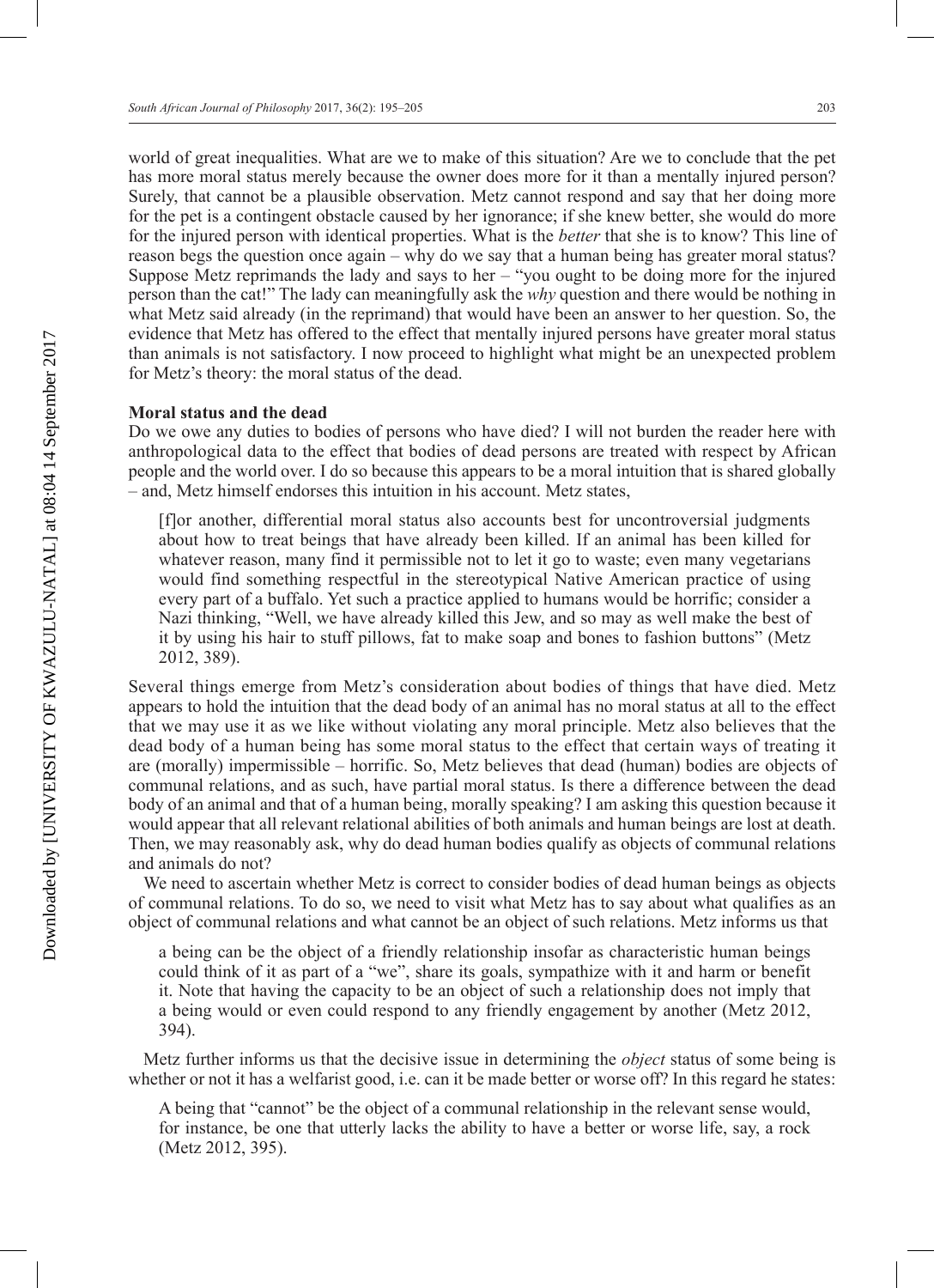world of great inequalities. What are we to make of this situation? Are we to conclude that the pet has more moral status merely because the owner does more for it than a mentally injured person? Surely, that cannot be a plausible observation. Metz cannot respond and say that her doing more for the pet is a contingent obstacle caused by her ignorance; if she knew better, she would do more for the injured person with identical properties. What is the *better* that she is to know? This line of reason begs the question once again – why do we say that a human being has greater moral status? Suppose Metz reprimands the lady and says to her – "you ought to be doing more for the injured person than the cat!" The lady can meaningfully ask the *why* question and there would be nothing in what Metz said already (in the reprimand) that would have been an answer to her question. So, the evidence that Metz has offered to the effect that mentally injured persons have greater moral status than animals is not satisfactory. I now proceed to highlight what might be an unexpected problem for Metz's theory: the moral status of the dead.

**Moral status and the dead**

Do we owe any duties to bodies of persons who have died? I will not burden the reader here with anthropological data to the effect that bodies of dead persons are treated with respect by African people and the world over. I do so because this appears to be a moral intuition that is shared globally – and, Metz himself endorses this intuition in his account. Metz states,

> [f]or another, differential moral status also accounts best for uncontroversial judgments about how to treat beings that have already been killed. If an animal has been killed for whatever reason, many find it permissible not to let it go to waste; even many vegetarians would find something respectful in the stereotypical Native American practice of using every part of a buffalo. Yet such a practice applied to humans would be horrific; consider a Nazi thinking, "Well, we have already killed this Jew, and so may as well make the best of it by using his hair to stuff pillows, fat to make soap and bones to fashion buttons" (Metz 2012, 389).

Several things emerge from Metz's consideration about bodies of things that have died. Metz appears to hold the intuition that the dead body of an animal has no moral status at all to the effect that we may use it as we like without violating any moral principle. Metz also believes that the dead body of a human being has some moral status to the effect that certain ways of treating it are (morally) impermissible – horrific. So, Metz believes that dead (human) bodies are objects of communal relations, and as such, have partial moral status. Is there a difference between the dead body of an animal and that of a human being, morally speaking? I am asking this question because it would appear that all relevant relational abilities of both animals and human beings are lost at death. Then, we may reasonably ask, why do dead human bodies qualify as objects of communal relations and animals do not?

We need to ascertain whether Metz is correct to consider bodies of dead human beings as objects of communal relations. To do so, we need to visit what Metz has to say about what qualifies as an object of communal relations and what cannot be an object of such relations. Metz informs us that

> a being can be the object of a friendly relationship insofar as characteristic human beings could think of it as part of a "we", share its goals, sympathize with it and harm or benefit it. Note that having the capacity to be an object of such a relationship does not imply that a being would or even could respond to any friendly engagement by another (Metz 2012, 394).

Metz further informs us that the decisive issue in determining the *object* status of some being is whether or not it has a welfarist good, i.e. can it be made better or worse off? In this regard he states:

> A being that "cannot" be the object of a communal relationship in the relevant sense would, for instance, be one that utterly lacks the ability to have a better or worse life, say, a rock (Metz 2012, 395).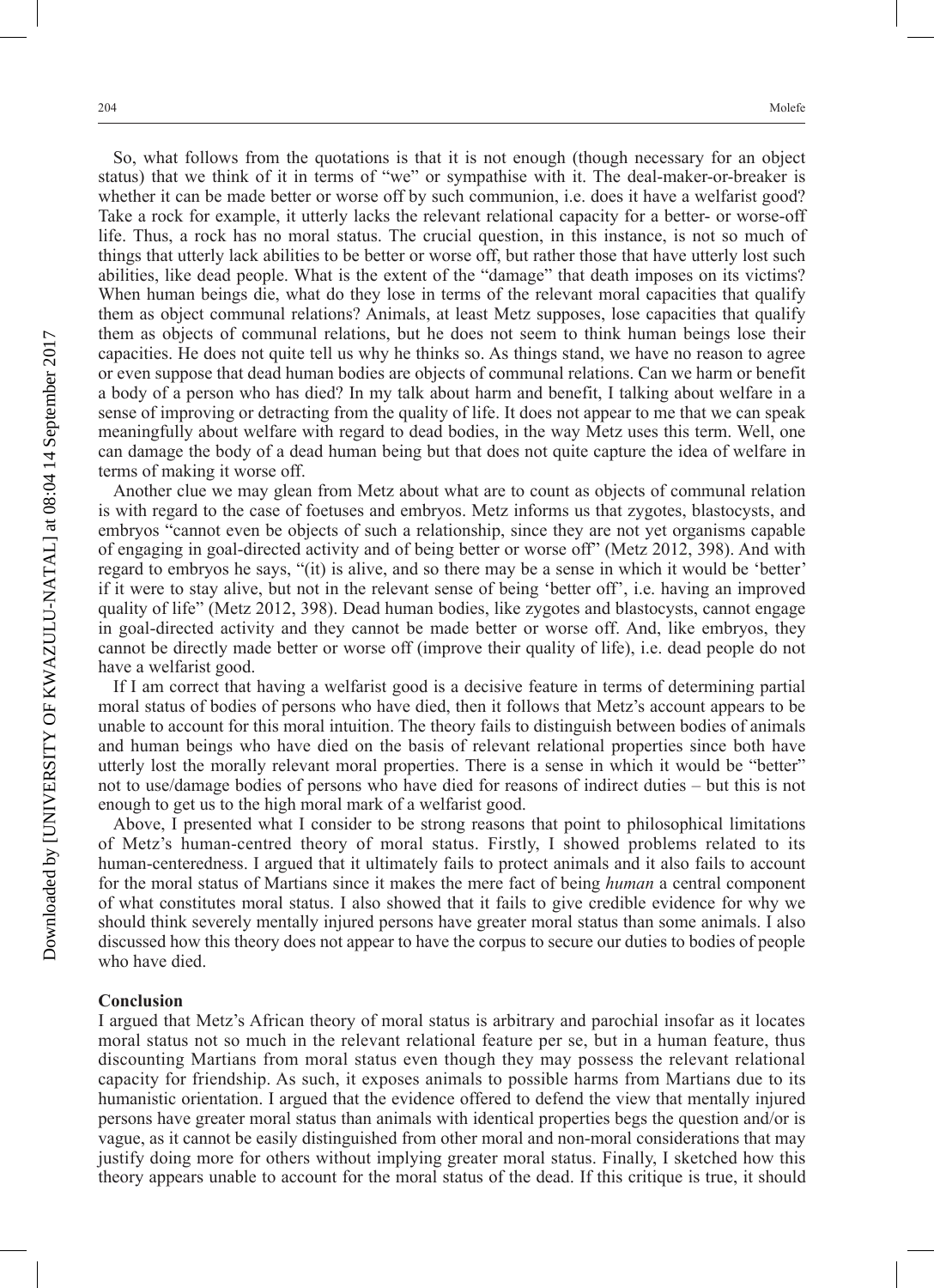So, what follows from the quotations is that it is not enough (though necessary for an object status) that we think of it in terms of "we" or sympathise with it. The deal-maker-or-breaker is whether it can be made better or worse off by such communion, i.e. does it have a welfarist good? Take a rock for example, it utterly lacks the relevant relational capacity for a better- or worse-off life. Thus, a rock has no moral status. The crucial question, in this instance, is not so much of things that utterly lack abilities to be better or worse off, but rather those that have utterly lost such abilities, like dead people. What is the extent of the "damage" that death imposes on its victims? When human beings die, what do they lose in terms of the relevant moral capacities that qualify them as object communal relations? Animals, at least Metz supposes, lose capacities that qualify them as objects of communal relations, but he does not seem to think human beings lose their capacities. He does not quite tell us why he thinks so. As things stand, we have no reason to agree or even suppose that dead human bodies are objects of communal relations. Can we harm or benefit a body of a person who has died? In my talk about harm and benefit, I talking about welfare in a sense of improving or detracting from the quality of life. It does not appear to me that we can speak meaningfully about welfare with regard to dead bodies, in the way Metz uses this term. Well, one can damage the body of a dead human being but that does not quite capture the idea of welfare in terms of making it worse off.

Another clue we may glean from Metz about what are to count as objects of communal relation is with regard to the case of foetuses and embryos. Metz informs us that zygotes, blastocysts, and embryos "cannot even be objects of such a relationship, since they are not yet organisms capable of engaging in goal-directed activity and of being better or worse off" (Metz 2012, 398). And with regard to embryos he says, "(it) is alive, and so there may be a sense in which it would be 'better' if it were to stay alive, but not in the relevant sense of being 'better off', i.e. having an improved quality of life" (Metz 2012, 398). Dead human bodies, like zygotes and blastocysts, cannot engage in goal-directed activity and they cannot be made better or worse off. And, like embryos, they cannot be directly made better or worse off (improve their quality of life), i.e. dead people do not have a welfarist good.

If I am correct that having a welfarist good is a decisive feature in terms of determining partial moral status of bodies of persons who have died, then it follows that Metz's account appears to be unable to account for this moral intuition. The theory fails to distinguish between bodies of animals and human beings who have died on the basis of relevant relational properties since both have utterly lost the morally relevant moral properties. There is a sense in which it would be "better" not to use/damage bodies of persons who have died for reasons of indirect duties – but this is not enough to get us to the high moral mark of a welfarist good.

Above, I presented what I consider to be strong reasons that point to philosophical limitations of Metz's human-centred theory of moral status. Firstly, I showed problems related to its human-centeredness. I argued that it ultimately fails to protect animals and it also fails to account for the moral status of Martians since it makes the mere fact of being *human* a central component of what constitutes moral status. I also showed that it fails to give credible evidence for why we should think severely mentally injured persons have greater moral status than some animals. I also discussed how this theory does not appear to have the corpus to secure our duties to bodies of people who have died.

## Conclusion

I argued that Metz's African theory of moral status is arbitrary and parochial insofar as it locates moral status not so much in the relevant relational feature per se, but in a human feature, thus discounting Martians from moral status even though they may possess the relevant relational capacity for friendship. As such, it exposes animals to possible harms from Martians due to its humanistic orientation. I argued that the evidence offered to defend the view that mentally injured persons have greater moral status than animals with identical properties begs the question and/or is vague, as it cannot be easily distinguished from other moral and non-moral considerations that may justify doing more for others without implying greater moral status. Finally, I sketched how this theory appears unable to account for the moral status of the dead. If this critique is true, it should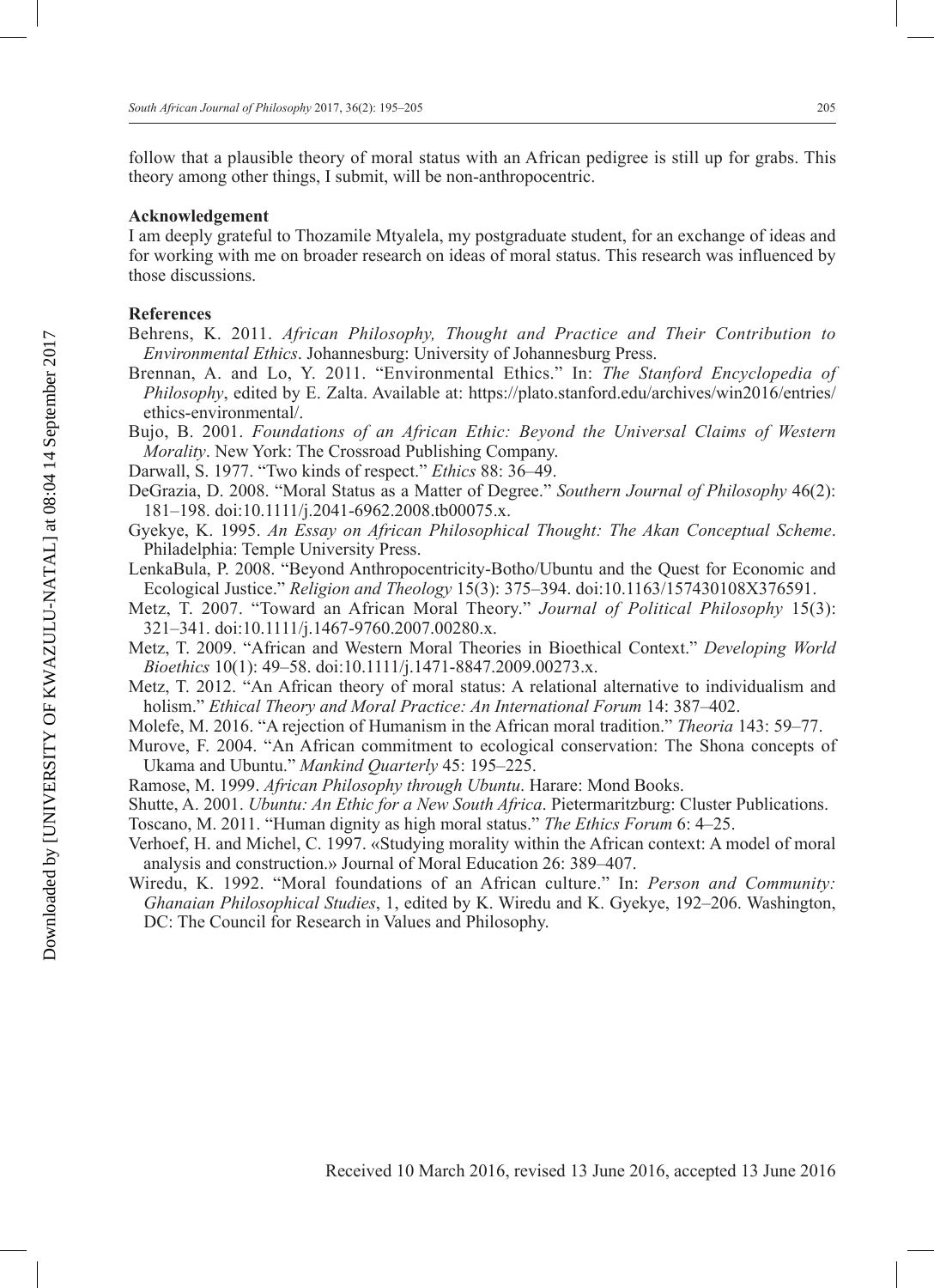follow that a plausible theory of moral status with an African pedigree is still up for grabs. This theory among other things, I submit, will be non-anthropocentric.

**Acknowledgement**

I am deeply grateful to Thozamile Mtyalela, my postgraduate student, for an exchange of ideas and for working with me on broader research on ideas of moral status. This research was influenced by those discussions.

**References**

Behrens, K. 2011. *African Philosophy, Thought and Practice and Their Contribution to Environmental Ethics*. Johannesburg: University of Johannesburg Press.

Brennan, A. and Lo, Y. 2011. "Environmental Ethics." In: *The Stanford Encyclopedia of Philosophy*, edited by E. Zalta. Available at: https://plato.stanford.edu/archives/win2016/entries/ethics-environmental/.

Bujo, B. 2001. *Foundations of an African Ethic: Beyond the Universal Claims of Western Morality*. New York: The Crossroad Publishing Company.

Darwall, S. 1977. "Two kinds of respect." *Ethics* 88: 36–49.

DeGrazia, D. 2008. "Moral Status as a Matter of Degree." *Southern Journal of Philosophy* 46(2): 181–198. doi:10.1111/j.2041-6962.2008.tb00075.x.

Gyekye, K. 1995. *An Essay on African Philosophical Thought: The Akan Conceptual Scheme*. Philadelphia: Temple University Press.

LenkaBula, P. 2008. "Beyond Anthropocentricity-Botho/Ubuntu and the Quest for Economic and Ecological Justice." *Religion and Theology* 15(3): 375–394. doi:10.1163/157430108X376591.

Metz, T. 2007. "Toward an African Moral Theory." *Journal of Political Philosophy* 15(3): 321–341. doi:10.1111/j.1467-9760.2007.00280.x.

Metz, T. 2009. "African and Western Moral Theories in Bioethical Context." *Developing World Bioethics* 10(1): 49–58. doi:10.1111/j.1471-8847.2009.00273.x.

Metz, T. 2012. "An African theory of moral status: A relational alternative to individualism and holism." *Ethical Theory and Moral Practice: An International Forum* 14: 387–402.

Molefe, M. 2016. "A rejection of Humanism in the African moral tradition." *Theoria* 143: 59–77.

Murove, F. 2004. "An African commitment to ecological conservation: The Shona concepts of Ukama and Ubuntu." *Mankind Quarterly* 45: 195–225.

Ramose, M. 1999. *African Philosophy through Ubuntu*. Harare: Mond Books.

Shutte, A. 2001. *Ubuntu: An Ethic for a New South Africa*. Pietermaritzburg: Cluster Publications.

Toscano, M. 2011. "Human dignity as high moral status." *The Ethics Forum* 6: 4–25.

Verhoef, H. and Michel, C. 1997. «Studying morality within the African context: A model of moral analysis and construction.» Journal of Moral Education 26: 389–407.

Wiredu, K. 1992. "Moral foundations of an African culture." In: *Person and Community: Ghanaian Philosophical Studies*, 1, edited by K. Wiredu and K. Gyekye, 192–206. Washington, DC: The Council for Research in Values and Philosophy.

Received 10 March 2016, revised 13 June 2016, accepted 13 June 2016